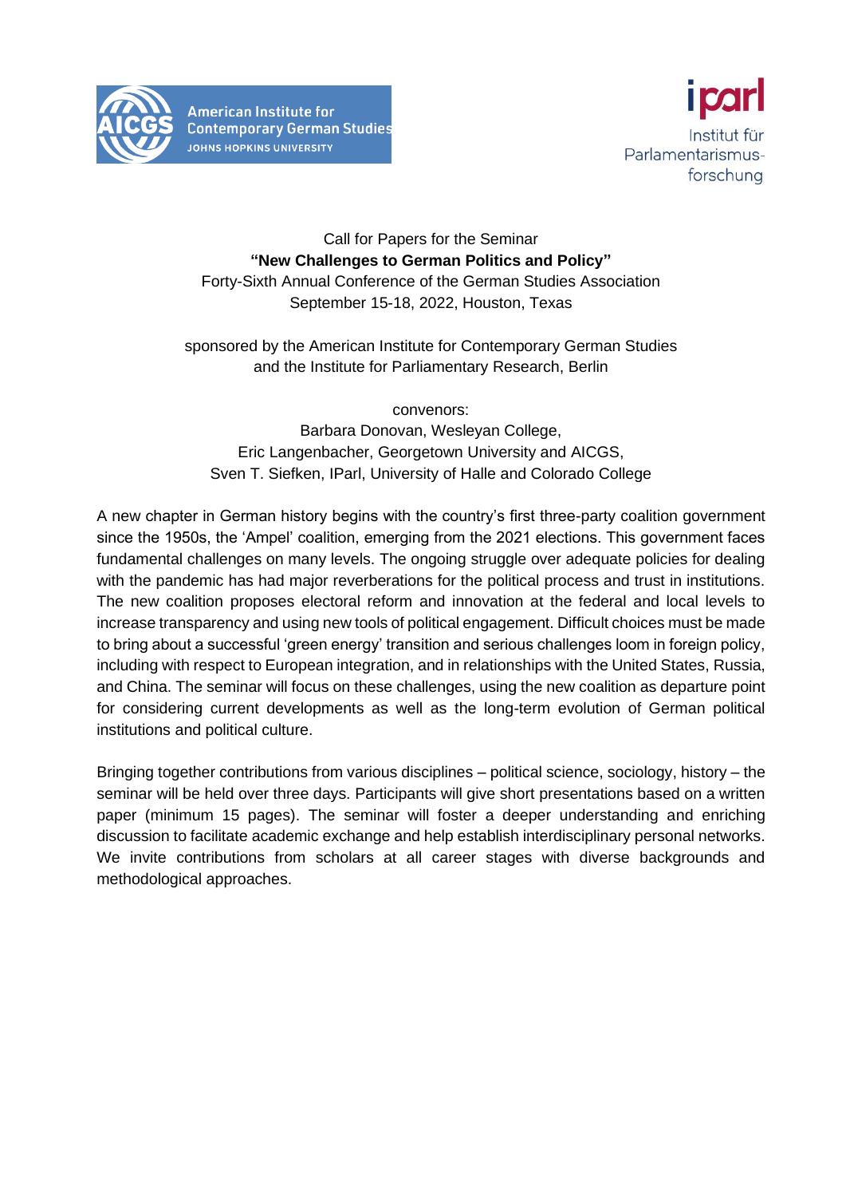American Institute for Contemporary German Studies
JOHNS HOPKINS UNIVERSITY

iparl
Institut für Parlamentarismus-forschung

Call for Papers for the Seminar

**"New Challenges to German Politics and Policy"**

Forty-Sixth Annual Conference of the German Studies Association

September 15-18, 2022, Houston, Texas

sponsored by the American Institute for Contemporary German Studies and the Institute for Parliamentary Research, Berlin

convenors:

Barbara Donovan, Wesleyan College,

Eric Langenbacher, Georgetown University and AICGS,

Sven T. Siefken, IParl, University of Halle and Colorado College

A new chapter in German history begins with the country's first three-party coalition government since the 1950s, the 'Ampel' coalition, emerging from the 2021 elections. This government faces fundamental challenges on many levels. The ongoing struggle over adequate policies for dealing with the pandemic has had major reverberations for the political process and trust in institutions. The new coalition proposes electoral reform and innovation at the federal and local levels to increase transparency and using new tools of political engagement. Difficult choices must be made to bring about a successful 'green energy' transition and serious challenges loom in foreign policy, including with respect to European integration, and in relationships with the United States, Russia, and China. The seminar will focus on these challenges, using the new coalition as departure point for considering current developments as well as the long-term evolution of German political institutions and political culture.

Bringing together contributions from various disciplines – political science, sociology, history – the seminar will be held over three days. Participants will give short presentations based on a written paper (minimum 15 pages). The seminar will foster a deeper understanding and enriching discussion to facilitate academic exchange and help establish interdisciplinary personal networks. We invite contributions from scholars at all career stages with diverse backgrounds and methodological approaches.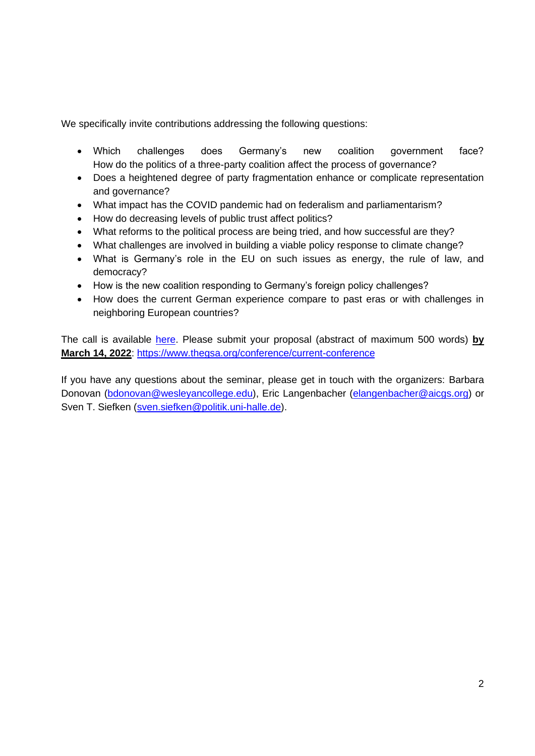We specifically invite contributions addressing the following questions:

- Which challenges does Germany's new coalition government face? How do the politics of a three-party coalition affect the process of governance?
- Does a heightened degree of party fragmentation enhance or complicate representation and governance?
- What impact has the COVID pandemic had on federalism and parliamentarism?
- How do decreasing levels of public trust affect politics?
- What reforms to the political process are being tried, and how successful are they?
- What challenges are involved in building a viable policy response to climate change?
- What is Germany's role in the EU on such issues as energy, the rule of law, and democracy?
- How is the new coalition responding to Germany's foreign policy challenges?
- How does the current German experience compare to past eras or with challenges in neighboring European countries?

The call is available here. Please submit your proposal (abstract of maximum 500 words) **by March 14, 2022**: https://www.thegsa.org/conference/current-conference

If you have any questions about the seminar, please get in touch with the organizers: Barbara Donovan (bdonovan@wesleyancollege.edu), Eric Langenbacher (elangenbacher@aicgs.org) or Sven T. Siefken (sven.siefken@politik.uni-halle.de).